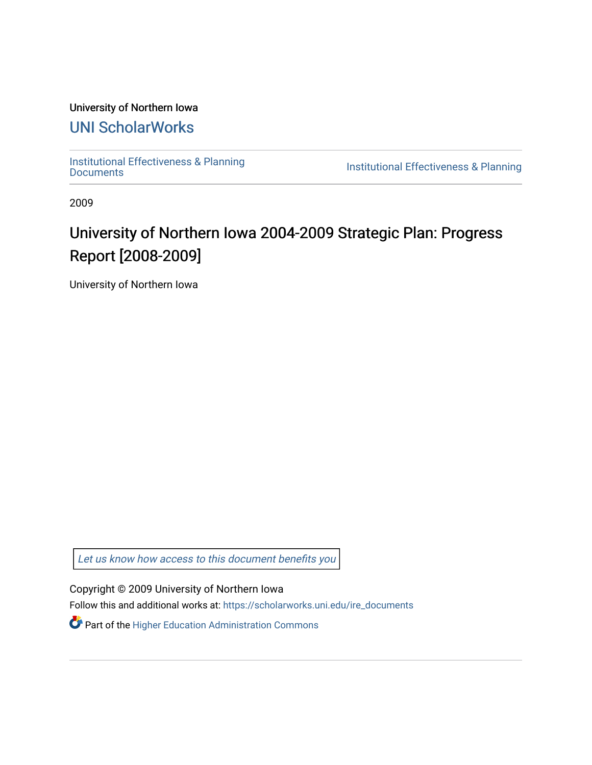University of Northern Iowa

# UNI ScholarWorks

Institutional Effectiveness & Planning Documents

Institutional Effectiveness & Planning

2009

# University of Northern Iowa 2004-2009 Strategic Plan: Progress Report [2008-2009]

University of Northern Iowa

*Let us know how access to this document benefits you*

Copyright © 2009 University of Northern Iowa

Follow this and additional works at: https://scholarworks.uni.edu/ire_documents

Part of the Higher Education Administration Commons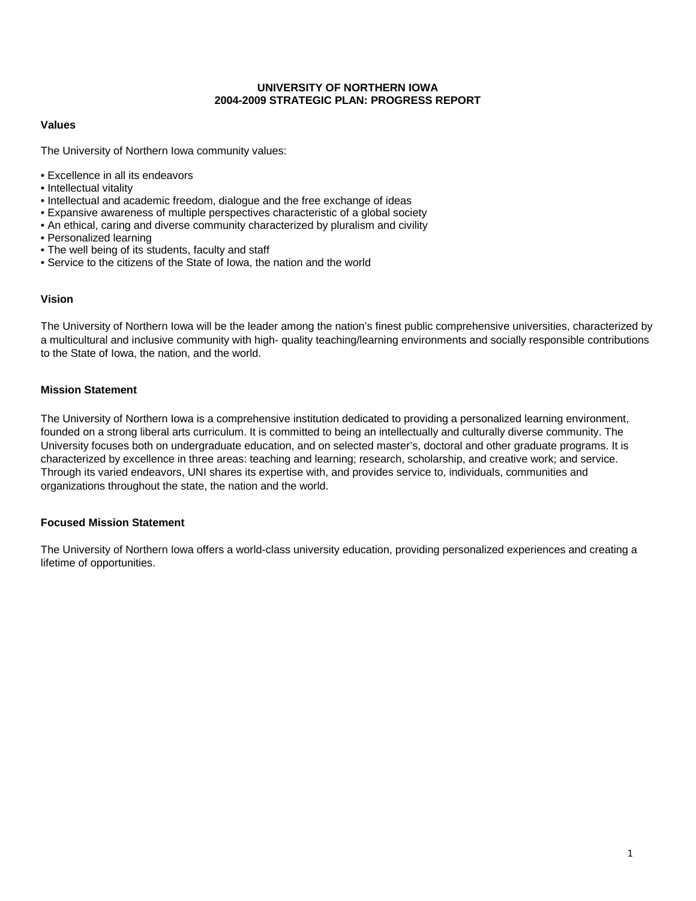# UNIVERSITY OF NORTHERN IOWA
## 2004-2009 STRATEGIC PLAN: PROGRESS REPORT

### Values

The University of Northern Iowa community values:

- Excellence in all its endeavors
- Intellectual vitality
- Intellectual and academic freedom, dialogue and the free exchange of ideas
- Expansive awareness of multiple perspectives characteristic of a global society
- An ethical, caring and diverse community characterized by pluralism and civility
- Personalized learning
- The well being of its students, faculty and staff
- Service to the citizens of the State of Iowa, the nation and the world

### Vision

The University of Northern Iowa will be the leader among the nation's finest public comprehensive universities, characterized by a multicultural and inclusive community with high- quality teaching/learning environments and socially responsible contributions to the State of Iowa, the nation, and the world.

### Mission Statement

The University of Northern Iowa is a comprehensive institution dedicated to providing a personalized learning environment, founded on a strong liberal arts curriculum. It is committed to being an intellectually and culturally diverse community. The University focuses both on undergraduate education, and on selected master's, doctoral and other graduate programs. It is characterized by excellence in three areas: teaching and learning; research, scholarship, and creative work; and service. Through its varied endeavors, UNI shares its expertise with, and provides service to, individuals, communities and organizations throughout the state, the nation and the world.

### Focused Mission Statement

The University of Northern Iowa offers a world-class university education, providing personalized experiences and creating a lifetime of opportunities.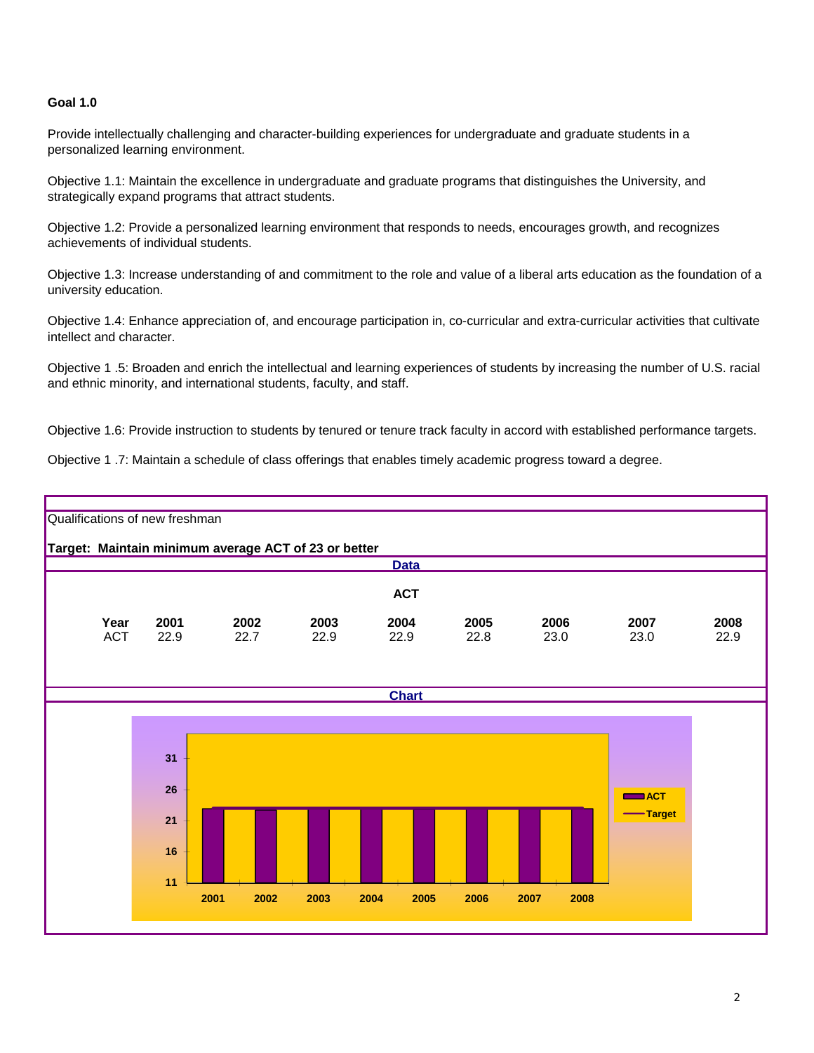**Goal 1.0**

Provide intellectually challenging and character-building experiences for undergraduate and graduate students in a personalized learning environment.

Objective 1.1: Maintain the excellence in undergraduate and graduate programs that distinguishes the University, and strategically expand programs that attract students.

Objective 1.2: Provide a personalized learning environment that responds to needs, encourages growth, and recognizes achievements of individual students.

Objective 1.3: Increase understanding of and commitment to the role and value of a liberal arts education as the foundation of a university education.

Objective 1.4: Enhance appreciation of, and encourage participation in, co-curricular and extra-curricular activities that cultivate intellect and character.

Objective 1 .5: Broaden and enrich the intellectual and learning experiences of students by increasing the number of U.S. racial and ethnic minority, and international students, faculty, and staff.

Objective 1.6: Provide instruction to students by tenured or tenure track faculty in accord with established performance targets.

Objective 1 .7: Maintain a schedule of class offerings that enables timely academic progress toward a degree.

Qualifications of new freshman

**Target: Maintain minimum average ACT of 23 or better**

**Data**

**ACT**

| **Year** | **2001** | **2002** | **2003** | **2004** | **2005** | **2006** | **2007** | **2008** |
|---|---|---|---|---|---|---|---|---|
| ACT | 22.9 | 22.7 | 22.9 | 22.9 | 22.8 | 23.0 | 23.0 | 22.9 |

**Chart**

| Year | 2001 | 2002 | 2003 | 2004 | 2005 | 2006 | 2007 | 2008 |
|---|---|---|---|---|---|---|---|---|
| ACT | 22.9 | 22.7 | 22.9 | 22.9 | 22.8 | 23.0 | 23.0 | 22.9 |
| Target | 23 | 23 | 23 | 23 | 23 | 23 | 23 | 23 |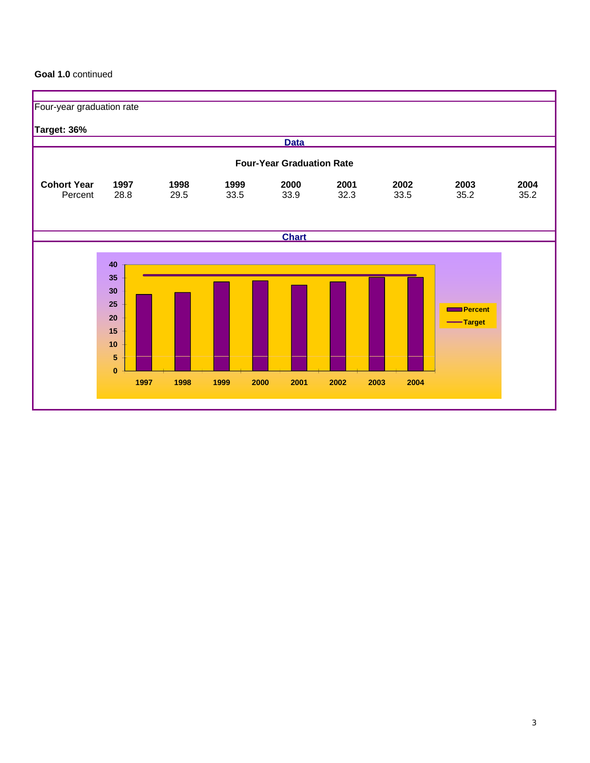**Goal 1.0** continued

Four-year graduation rate

**Target: 36%**

**Data**

**Four-Year Graduation Rate**

| **Cohort Year** | **1997** | **1998** | **1999** | **2000** | **2001** | **2002** | **2003** | **2004** |
|---|---|---|---|---|---|---|---|---|
| Percent | 28.8 | 29.5 | 33.5 | 33.9 | 32.3 | 33.5 | 35.2 | 35.2 |

**Chart**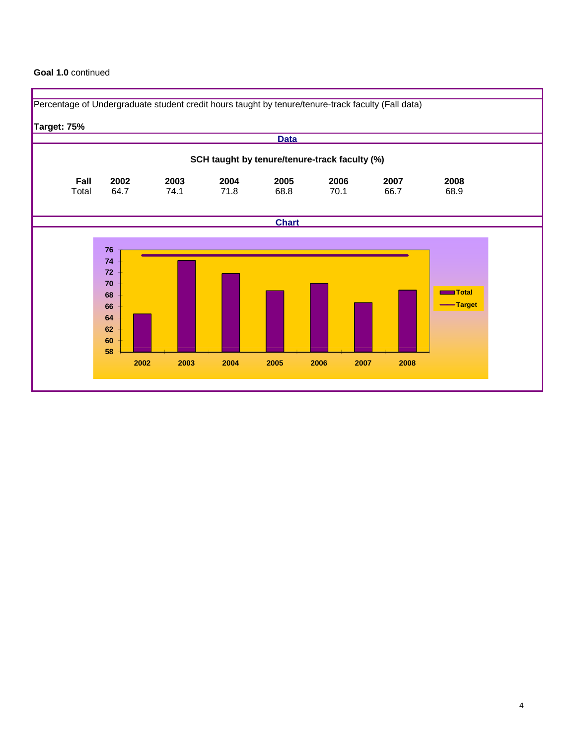**Goal 1.0** continued

Percentage of Undergraduate student credit hours taught by tenure/tenure-track faculty (Fall data)

**Target: 75%**

**Data**

**SCH taught by tenure/tenure-track faculty (%)**

| **Fall** | **2002** | **2003** | **2004** | **2005** | **2006** | **2007** | **2008** |
|---|---|---|---|---|---|---|---|
| Total | 64.7 | 74.1 | 71.8 | 68.8 | 70.1 | 66.7 | 68.9 |

**Chart**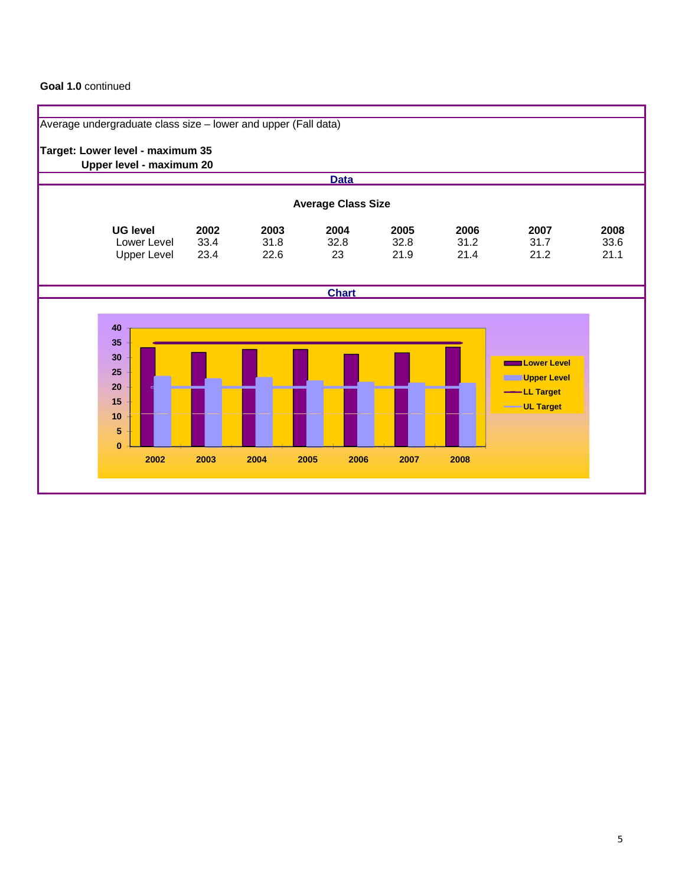**Goal 1.0** continued

Average undergraduate class size – lower and upper (Fall data)

**Target: Lower level - maximum 35**
**Upper level - maximum 20**

**Data**

**Average Class Size**

| UG level | 2002 | 2003 | 2004 | 2005 | 2006 | 2007 | 2008 |
|---|---|---|---|---|---|---|---|
| Lower Level | 33.4 | 31.8 | 32.8 | 32.8 | 31.2 | 31.7 | 33.6 |
| Upper Level | 23.4 | 22.6 | 23 | 21.9 | 21.4 | 21.2 | 21.1 |

**Chart**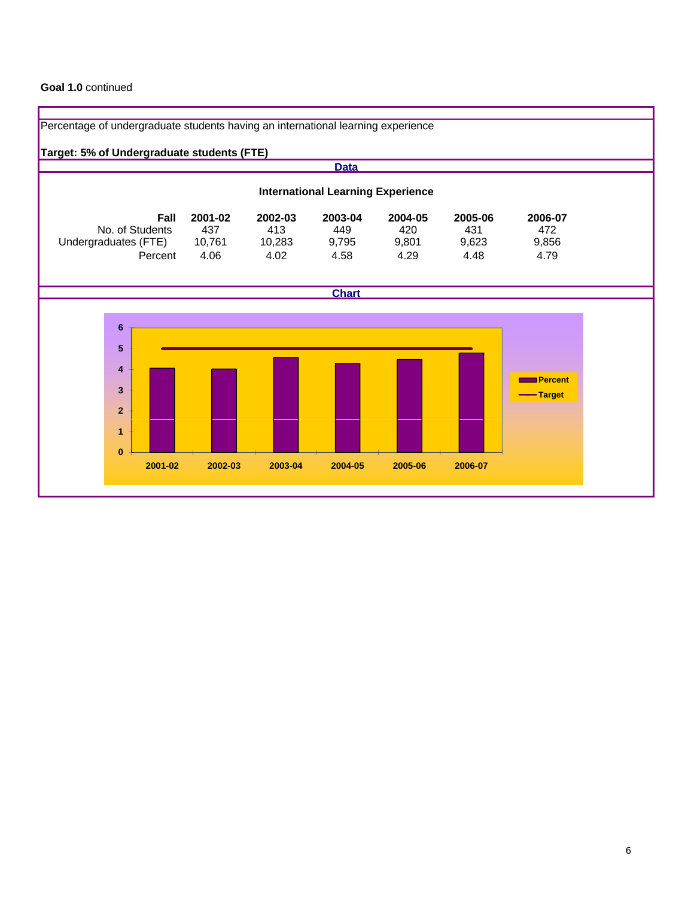**Goal 1.0** continued

Percentage of undergraduate students having an international learning experience

**Target: 5% of Undergraduate students (FTE)**

**Data**

**International Learning Experience**

| Fall | 2001-02 | 2002-03 | 2003-04 | 2004-05 | 2005-06 | 2006-07 |
|---|---|---|---|---|---|---|
| No. of Students | 437 | 413 | 449 | 420 | 431 | 472 |
| Undergraduates (FTE) | 10,761 | 10,283 | 9,795 | 9,801 | 9,623 | 9,856 |
| Percent | 4.06 | 4.02 | 4.58 | 4.29 | 4.48 | 4.79 |

**Chart**

| Year | Percent | Target |
|---|---|---|
| 2001-02 | 4.06 | 5 |
| 2002-03 | 4.02 | 5 |
| 2003-04 | 4.58 | 5 |
| 2004-05 | 4.29 | 5 |
| 2005-06 | 4.48 | 5 |
| 2006-07 | 4.79 | 5 |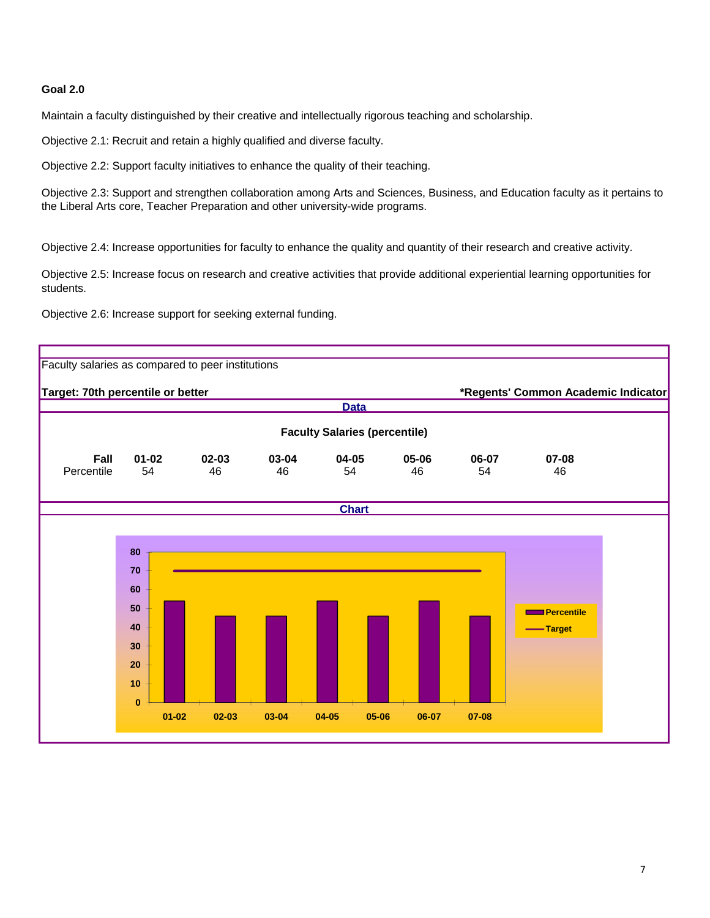**Goal 2.0**

Maintain a faculty distinguished by their creative and intellectually rigorous teaching and scholarship.

Objective 2.1: Recruit and retain a highly qualified and diverse faculty.

Objective 2.2: Support faculty initiatives to enhance the quality of their teaching.

Objective 2.3: Support and strengthen collaboration among Arts and Sciences, Business, and Education faculty as it pertains to the Liberal Arts core, Teacher Preparation and other university-wide programs.

Objective 2.4: Increase opportunities for faculty to enhance the quality and quantity of their research and creative activity.

Objective 2.5: Increase focus on research and creative activities that provide additional experiential learning opportunities for students.

Objective 2.6: Increase support for seeking external funding.

Faculty salaries as compared to peer institutions

**Target: 70th percentile or better** **\*Regents' Common Academic Indicator**

**Data**

**Faculty Salaries (percentile)**

| **Fall** | **01-02** | **02-03** | **03-04** | **04-05** | **05-06** | **06-07** | **07-08** |
|---|---|---|---|---|---|---|---|
| Percentile | 54 | 46 | 46 | 54 | 46 | 54 | 46 |

**Chart**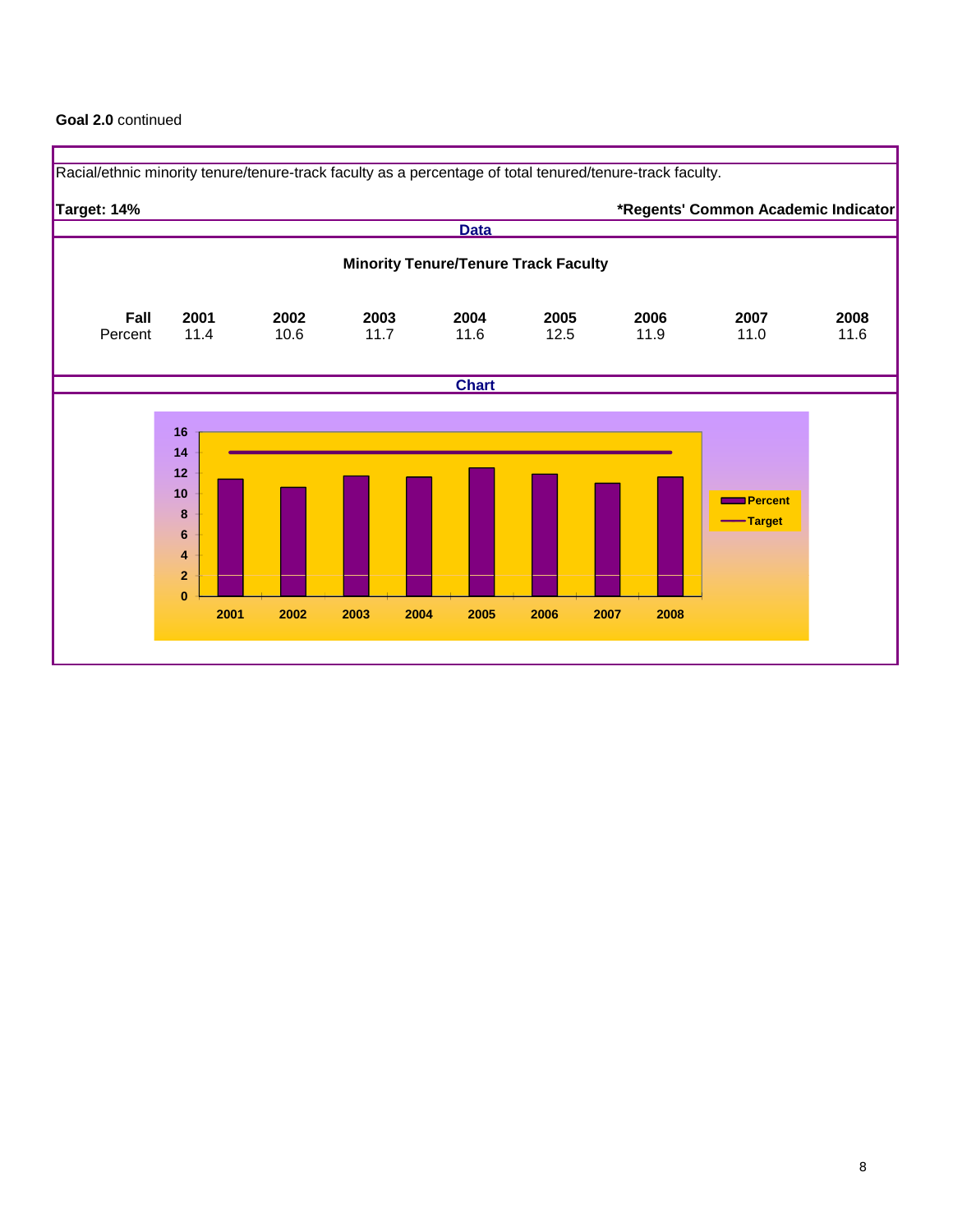**Goal 2.0** continued

Racial/ethnic minority tenure/tenure-track faculty as a percentage of total tenured/tenure-track faculty.

**Target: 14%** **\*Regents' Common Academic Indicator**

**Data**

**Minority Tenure/Tenure Track Faculty**

| **Fall** | **2001** | **2002** | **2003** | **2004** | **2005** | **2006** | **2007** | **2008** |
|---|---|---|---|---|---|---|---|---|
| Percent | 11.4 | 10.6 | 11.7 | 11.6 | 12.5 | 11.9 | 11.0 | 11.6 |

**Chart**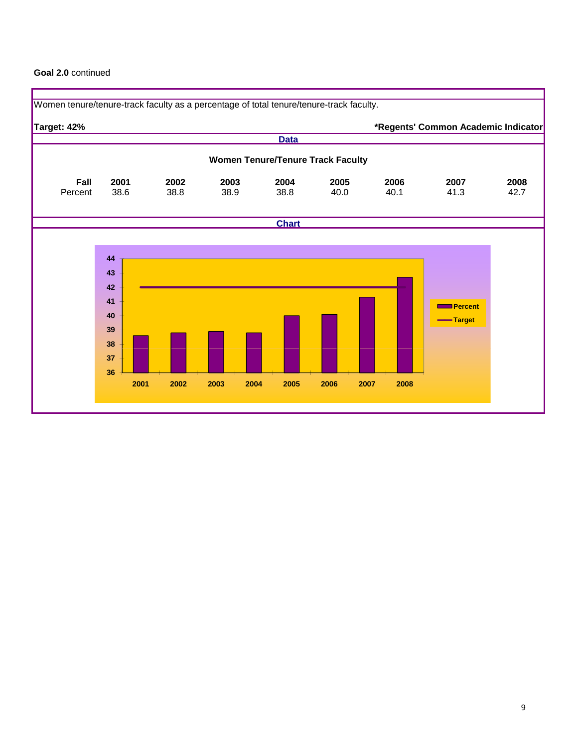**Goal 2.0** continued

Women tenure/tenure-track faculty as a percentage of total tenure/tenure-track faculty.

**Target: 42%** **\*Regents' Common Academic Indicator**

**Data**

**Women Tenure/Tenure Track Faculty**

| **Fall** | **2001** | **2002** | **2003** | **2004** | **2005** | **2006** | **2007** | **2008** |
|---|---|---|---|---|---|---|---|---|
| Percent | 38.6 | 38.8 | 38.9 | 38.8 | 40.0 | 40.1 | 41.3 | 42.7 |

**Chart**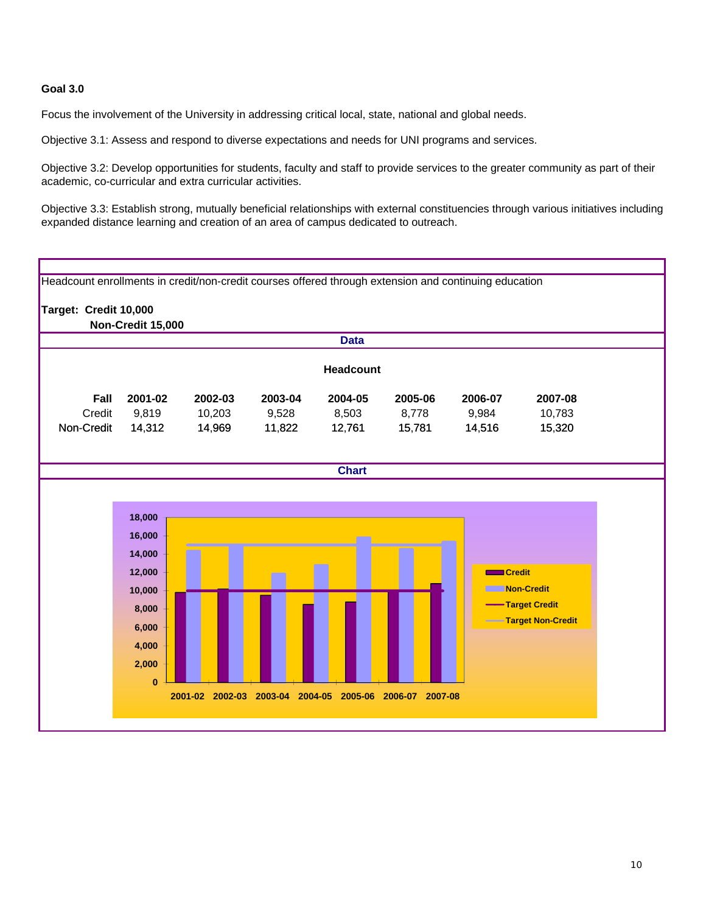**Goal 3.0**

Focus the involvement of the University in addressing critical local, state, national and global needs.

Objective 3.1: Assess and respond to diverse expectations and needs for UNI programs and services.

Objective 3.2: Develop opportunities for students, faculty and staff to provide services to the greater community as part of their academic, co-curricular and extra curricular activities.

Objective 3.3: Establish strong, mutually beneficial relationships with external constituencies through various initiatives including expanded distance learning and creation of an area of campus dedicated to outreach.

Headcount enrollments in credit/non-credit courses offered through extension and continuing education

**Target: Credit 10,000**
**Non-Credit 15,000**

**Data**

**Headcount**

| **Fall** | **2001-02** | **2002-03** | **2003-04** | **2004-05** | **2005-06** | **2006-07** | **2007-08** |
|---|---|---|---|---|---|---|---|
| Credit | 9,819 | 10,203 | 9,528 | 8,503 | 8,778 | 9,984 | 10,783 |
| Non-Credit | 14,312 | 14,969 | 11,822 | 12,761 | 15,781 | 14,516 | 15,320 |

**Chart**

Legend: Credit, Non-Credit, Target Credit, Target Non-Credit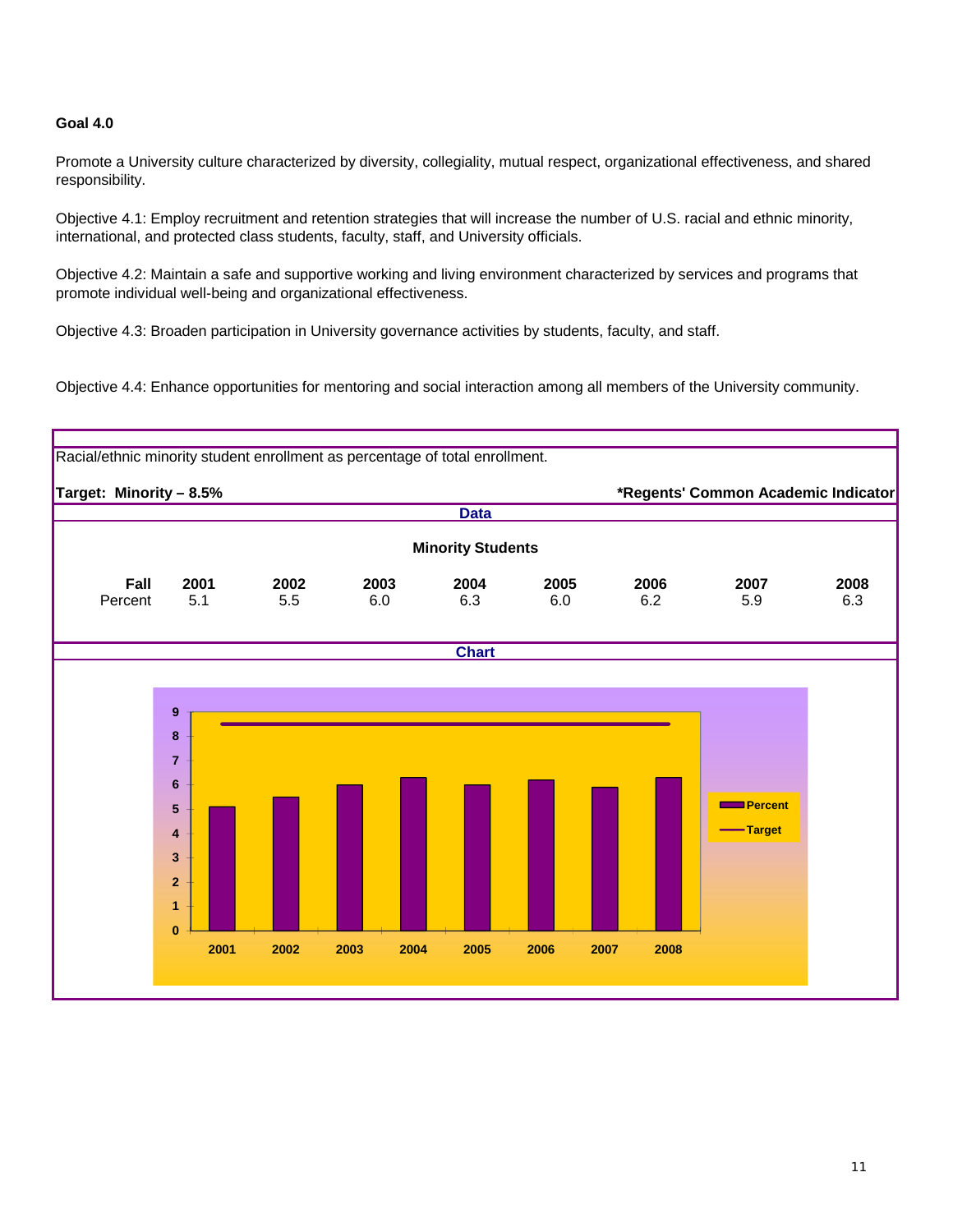**Goal 4.0**

Promote a University culture characterized by diversity, collegiality, mutual respect, organizational effectiveness, and shared responsibility.

Objective 4.1: Employ recruitment and retention strategies that will increase the number of U.S. racial and ethnic minority, international, and protected class students, faculty, staff, and University officials.

Objective 4.2: Maintain a safe and supportive working and living environment characterized by services and programs that promote individual well-being and organizational effectiveness.

Objective 4.3: Broaden participation in University governance activities by students, faculty, and staff.

Objective 4.4: Enhance opportunities for mentoring and social interaction among all members of the University community.

Racial/ethnic minority student enrollment as percentage of total enrollment.

**Target: Minority – 8.5%** **\*Regents' Common Academic Indicator**

**Data**

**Minority Students**

| **Fall** | **2001** | **2002** | **2003** | **2004** | **2005** | **2006** | **2007** | **2008** |
|---|---|---|---|---|---|---|---|---|
| Percent | 5.1 | 5.5 | 6.0 | 6.3 | 6.0 | 6.2 | 5.9 | 6.3 |

**Chart**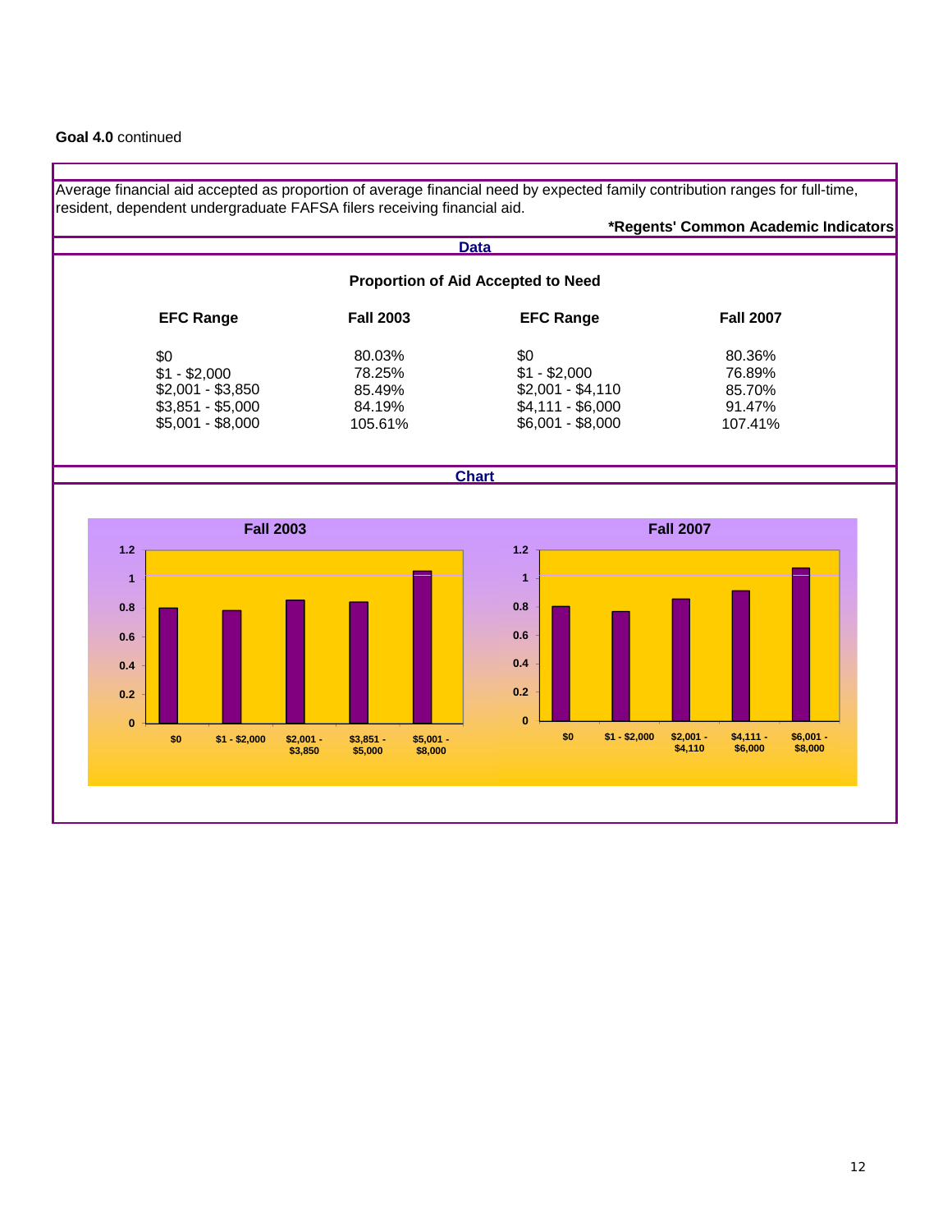**Goal 4.0** continued

Average financial aid accepted as proportion of average financial need by expected family contribution ranges for full-time, resident, dependent undergraduate FAFSA filers receiving financial aid.

**\*Regents' Common Academic Indicators**

**Data**

**Proportion of Aid Accepted to Need**

| EFC Range | Fall 2003 | EFC Range | Fall 2007 |
|---|---|---|---|
| $0 | 80.03% | $0 | 80.36% |
| $1 - $2,000 | 78.25% | $1 - $2,000 | 76.89% |
| $2,001 - $3,850 | 85.49% | $2,001 - $4,110 | 85.70% |
| $3,851 - $5,000 | 84.19% | $4,111 - $6,000 | 91.47% |
| $5,001 - $8,000 | 105.61% | $6,001 - $8,000 | 107.41% |

**Chart**

**Fall 2003**

**Fall 2007**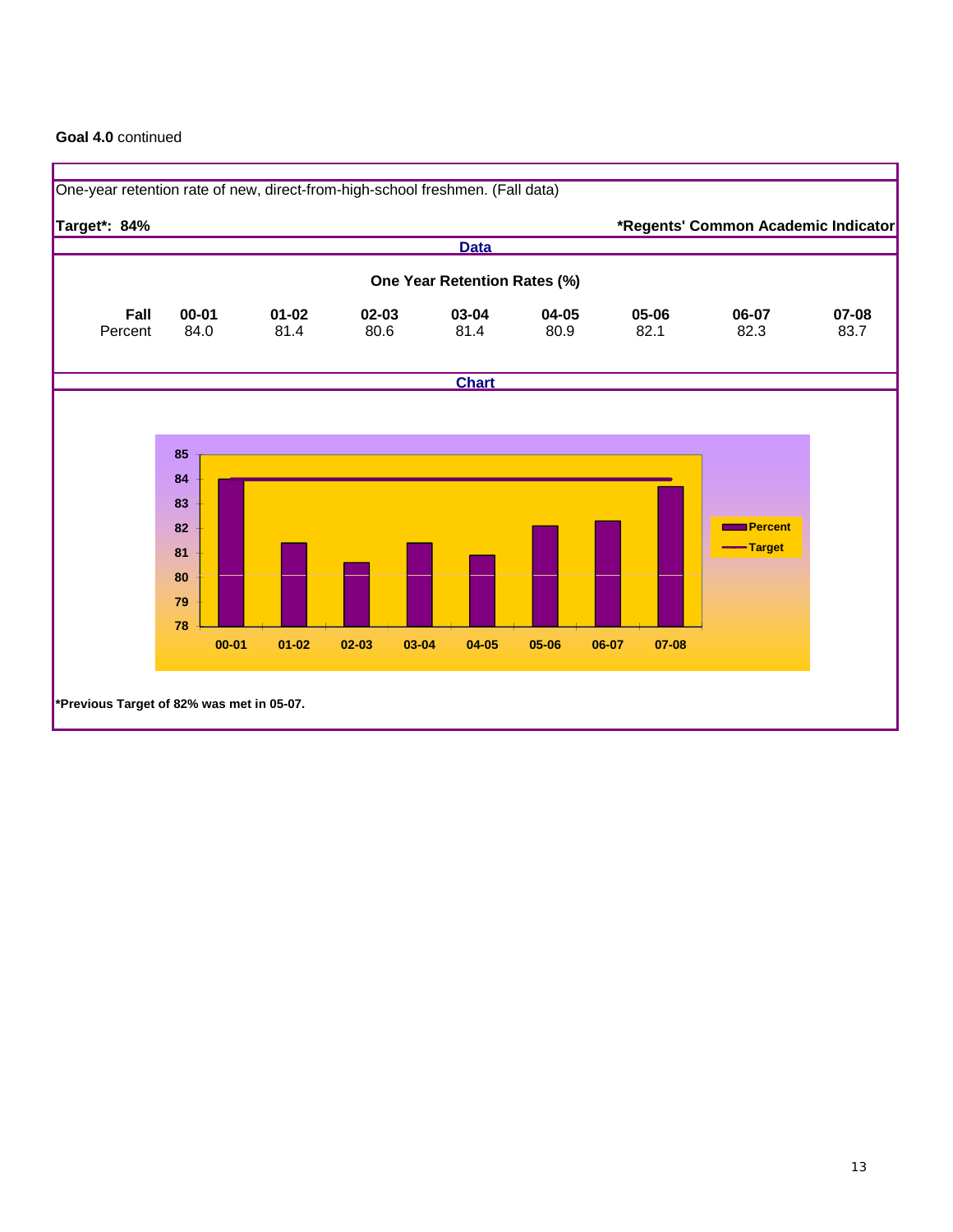**Goal 4.0** continued

One-year retention rate of new, direct-from-high-school freshmen. (Fall data)

**Target*: 84%** **\*Regents' Common Academic Indicator**

**Data**

**One Year Retention Rates (%)**

| **Fall** | **00-01** | **01-02** | **02-03** | **03-04** | **04-05** | **05-06** | **06-07** | **07-08** |
|---|---|---|---|---|---|---|---|---|
| Percent | 84.0 | 81.4 | 80.6 | 81.4 | 80.9 | 82.1 | 82.3 | 83.7 |

**Chart**

**\*Previous Target of 82% was met in 05-07.**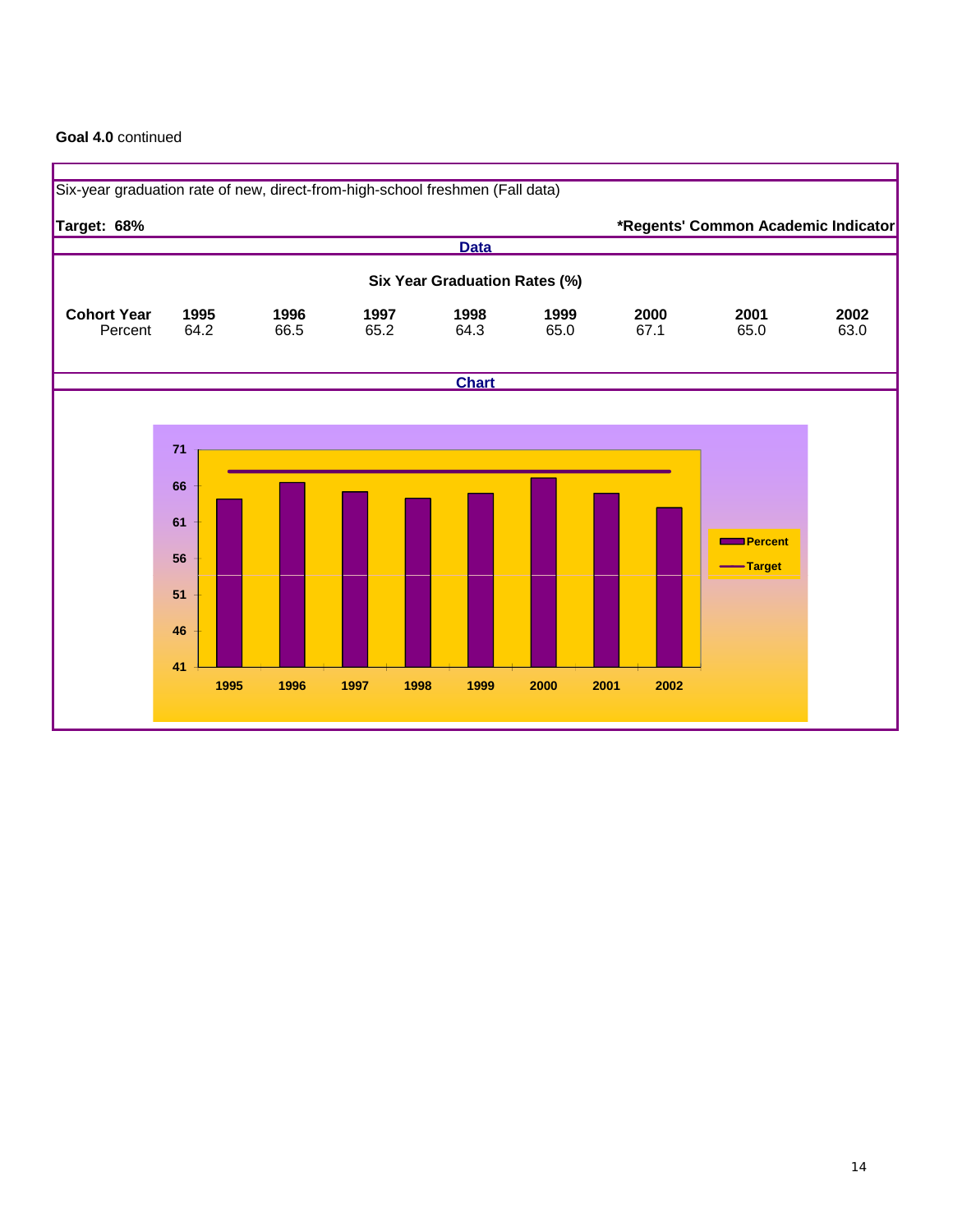**Goal 4.0** continued

Six-year graduation rate of new, direct-from-high-school freshmen (Fall data)

**Target: 68%**

***Regents' Common Academic Indicator**

**Data**

**Six Year Graduation Rates (%)**

| **Cohort Year** | **1995** | **1996** | **1997** | **1998** | **1999** | **2000** | **2001** | **2002** |
|---|---|---|---|---|---|---|---|---|
| Percent | 64.2 | 66.5 | 65.2 | 64.3 | 65.0 | 67.1 | 65.0 | 63.0 |

**Chart**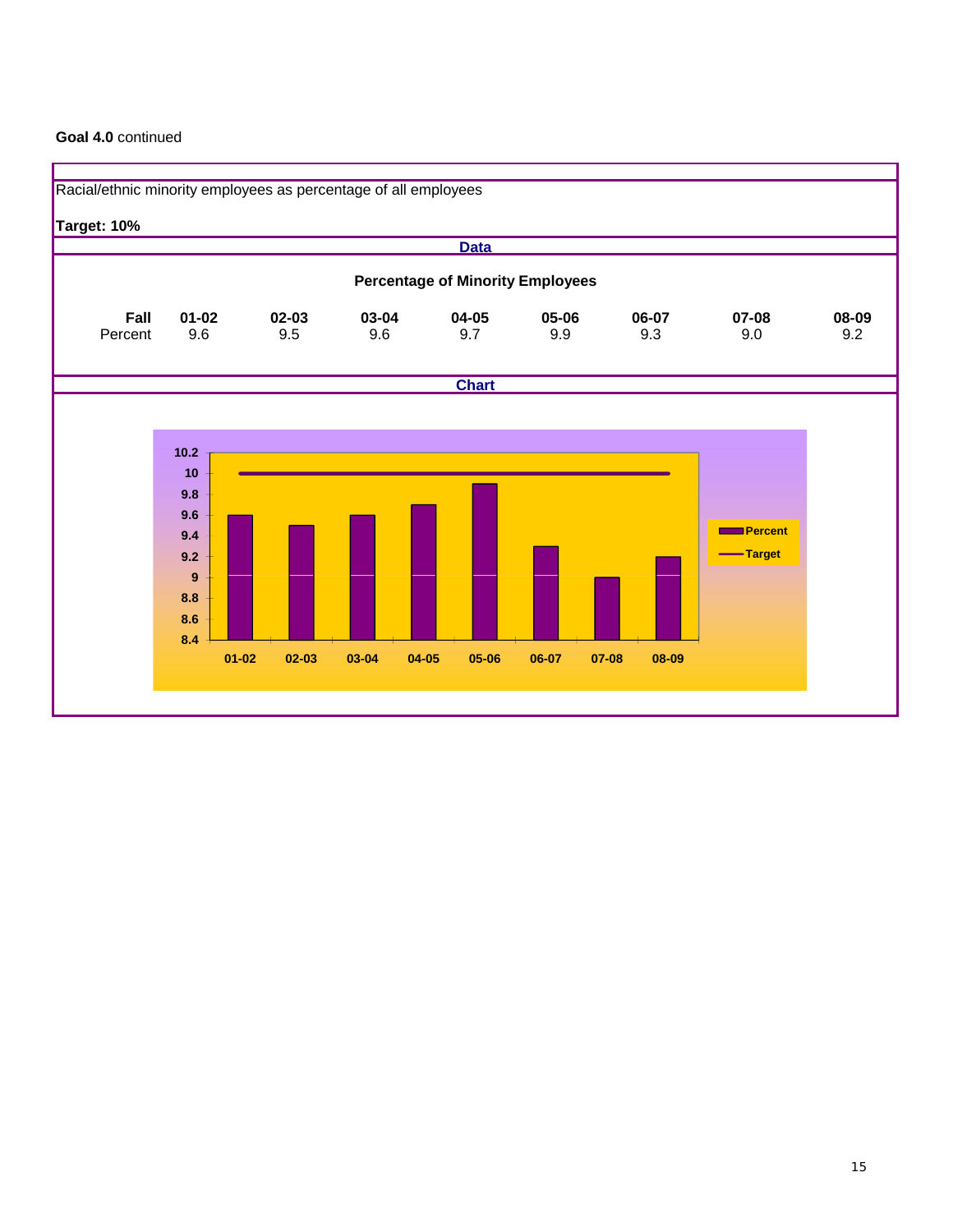**Goal 4.0** continued

Racial/ethnic minority employees as percentage of all employees

**Target: 10%**

**Data**

**Percentage of Minority Employees**

| **Fall** | **01-02** | **02-03** | **03-04** | **04-05** | **05-06** | **06-07** | **07-08** | **08-09** |
|---|---|---|---|---|---|---|---|---|
| Percent | 9.6 | 9.5 | 9.6 | 9.7 | 9.9 | 9.3 | 9.0 | 9.2 |

**Chart**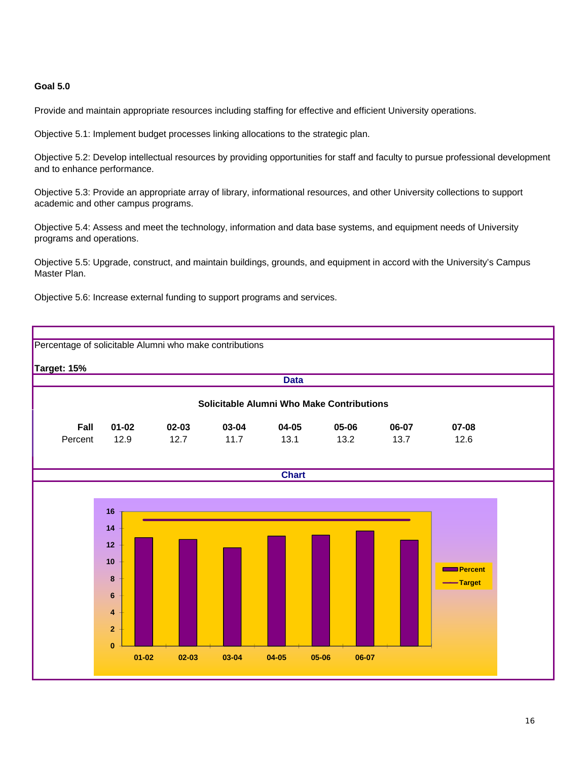**Goal 5.0**

Provide and maintain appropriate resources including staffing for effective and efficient University operations.

Objective 5.1: Implement budget processes linking allocations to the strategic plan.

Objective 5.2: Develop intellectual resources by providing opportunities for staff and faculty to pursue professional development and to enhance performance.

Objective 5.3: Provide an appropriate array of library, informational resources, and other University collections to support academic and other campus programs.

Objective 5.4: Assess and meet the technology, information and data base systems, and equipment needs of University programs and operations.

Objective 5.5: Upgrade, construct, and maintain buildings, grounds, and equipment in accord with the University's Campus Master Plan.

Objective 5.6: Increase external funding to support programs and services.

Percentage of solicitable Alumni who make contributions

**Target: 15%**

**Data**

**Solicitable Alumni Who Make Contributions**

| Fall | 01-02 | 02-03 | 03-04 | 04-05 | 05-06 | 06-07 | 07-08 |
|---|---|---|---|---|---|---|---|
| Percent | 12.9 | 12.7 | 11.7 | 13.1 | 13.2 | 13.7 | 12.6 |

**Chart**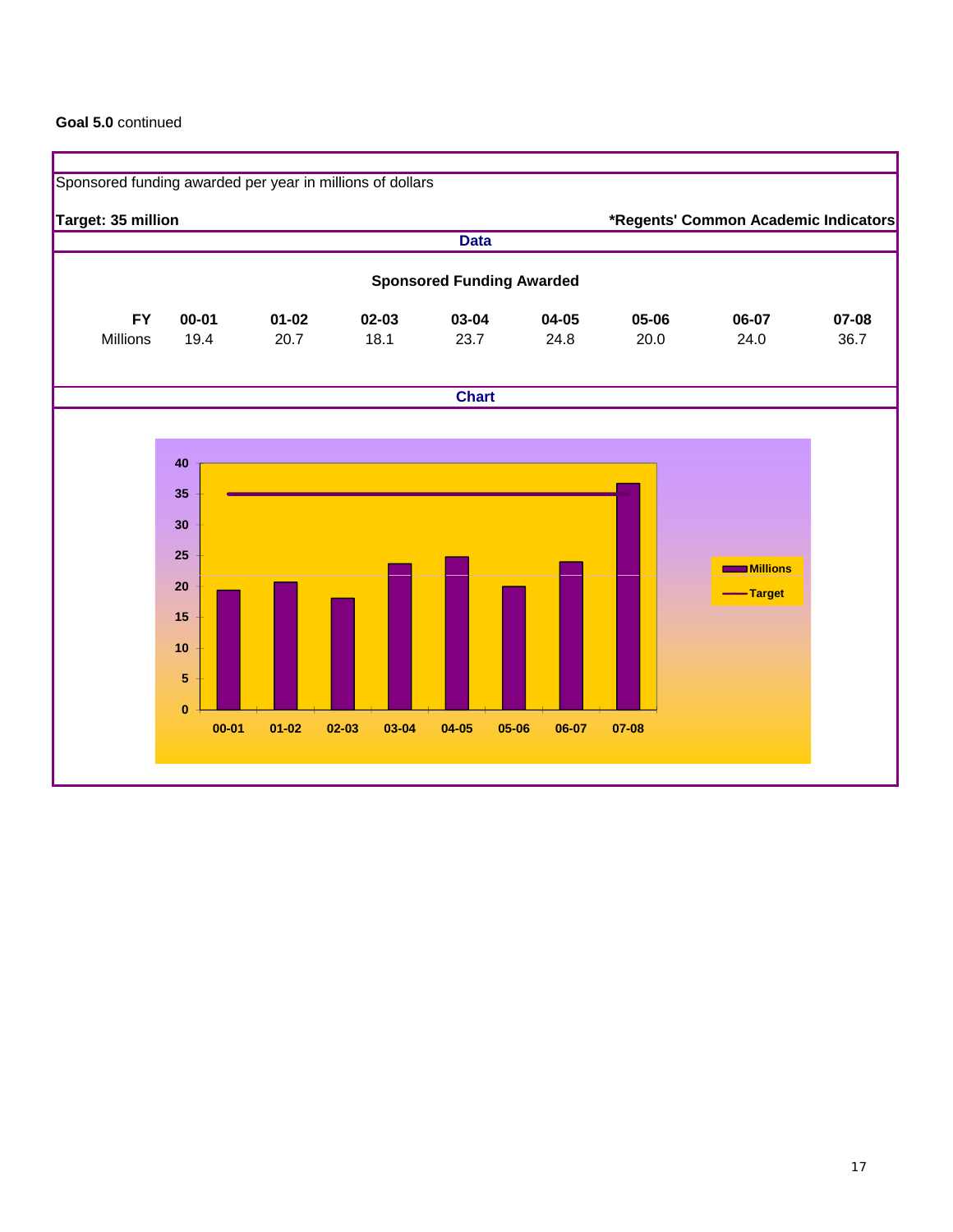**Goal 5.0** continued

Sponsored funding awarded per year in millions of dollars

**Target: 35 million** **\*Regents' Common Academic Indicators**

**Data**

**Sponsored Funding Awarded**

| **FY** | **00-01** | **01-02** | **02-03** | **03-04** | **04-05** | **05-06** | **06-07** | **07-08** |
|---|---|---|---|---|---|---|---|---|
| Millions | 19.4 | 20.7 | 18.1 | 23.7 | 24.8 | 20.0 | 24.0 | 36.7 |

**Chart**

40
35
30
25
20
15
10
5
0

00-01 01-02 02-03 03-04 04-05 05-06 06-07 07-08

Millions
Target